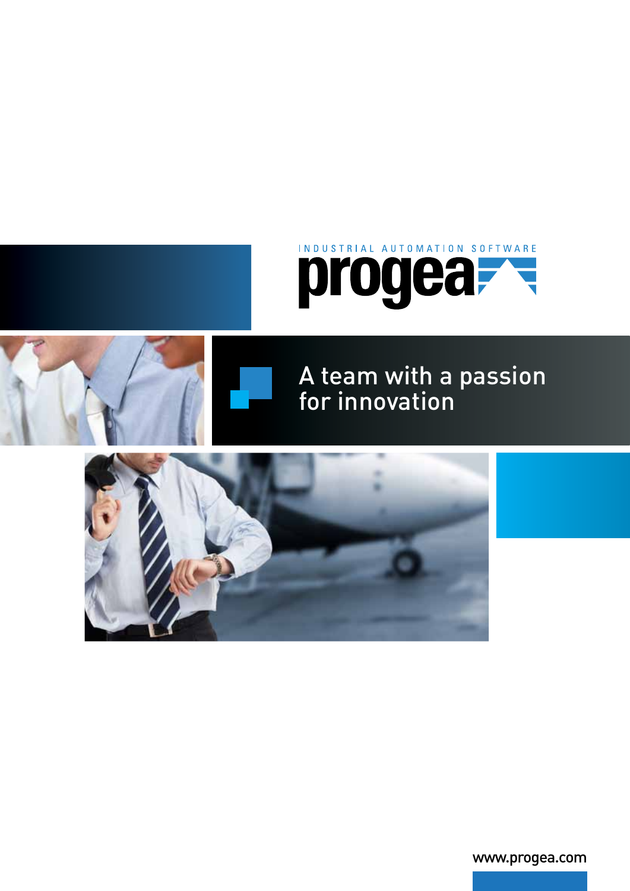INDUSTRIAL AUTOMATION SOFTWARE

# progea

## A team with a passion for innovation

www.progea.com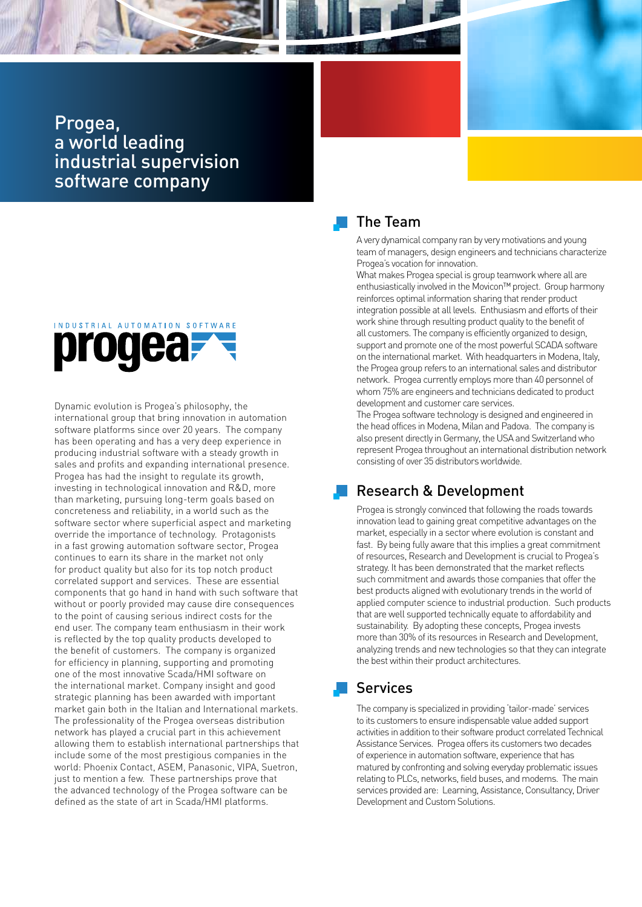# Progea, a world leading industrial supervision software company

INDUSTRIAL AUTOMATION SOFTWARE
progea

Dynamic evolution is Progea's philosophy, the international group that bring innovation in automation software platforms since over 20 years. The company has been operating and has a very deep experience in producing industrial software with a steady growth in sales and profits and expanding international presence. Progea has had the insight to regulate its growth, investing in technological innovation and R&D, more than marketing, pursuing long-term goals based on concreteness and reliability, in a world such as the software sector where superficial aspect and marketing override the importance of technology. Protagonists in a fast growing automation software sector, Progea continues to earn its share in the market not only for product quality but also for its top notch product correlated support and services. These are essential components that go hand in hand with such software that without or poorly provided may cause dire consequences to the point of causing serious indirect costs for the end user. The company team enthusiasm in their work is reflected by the top quality products developed to the benefit of customers. The company is organized for efficiency in planning, supporting and promoting one of the most innovative Scada/HMI software on the international market. Company insight and good strategic planning has been awarded with important market gain both in the Italian and International markets. The professionality of the Progea overseas distribution network has played a crucial part in this achievement allowing them to establish international partnerships that include some of the most prestigious companies in the world: Phoenix Contact, ASEM, Panasonic, VIPA, Suetron, just to mention a few. These partnerships prove that the advanced technology of the Progea software can be defined as the state of art in Scada/HMI platforms.

## The Team

A very dynamical company ran by very motivations and young team of managers, design engineers and technicians characterize Progea's vocation for innovation.

What makes Progea special is group teamwork where all are enthusiastically involved in the Movicon™ project. Group harmony reinforces optimal information sharing that render product integration possible at all levels. Enthusiasm and efforts of their work shine through resulting product quality to the benefit of all customers. The company is efficiently organized to design, support and promote one of the most powerful SCADA software on the international market. With headquarters in Modena, Italy, the Progea group refers to an international sales and distributor network. Progea currently employs more than 40 personnel of whom 75% are engineers and technicians dedicated to product development and customer care services.

The Progea software technology is designed and engineered in the head offices in Modena, Milan and Padova. The company is also present directly in Germany, the USA and Switzerland who represent Progea throughout an international distribution network consisting of over 35 distributors worldwide.

## Research & Development

Progea is strongly convinced that following the roads towards innovation lead to gaining great competitive advantages on the market, especially in a sector where evolution is constant and fast. By being fully aware that this implies a great commitment of resources, Research and Development is crucial to Progea's strategy. It has been demonstrated that the market reflects such commitment and awards those companies that offer the best products aligned with evolutionary trends in the world of applied computer science to industrial production. Such products that are well supported technically equate to affordability and sustainability. By adopting these concepts, Progea invests more than 30% of its resources in Research and Development, analyzing trends and new technologies so that they can integrate the best within their product architectures.

## Services

The company is specialized in providing 'tailor-made' services to its customers to ensure indispensable value added support activities in addition to their software product correlated Technical Assistance Services. Progea offers its customers two decades of experience in automation software, experience that has matured by confronting and solving everyday problematic issues relating to PLCs, networks, field buses, and modems. The main services provided are: Learning, Assistance, Consultancy, Driver Development and Custom Solutions.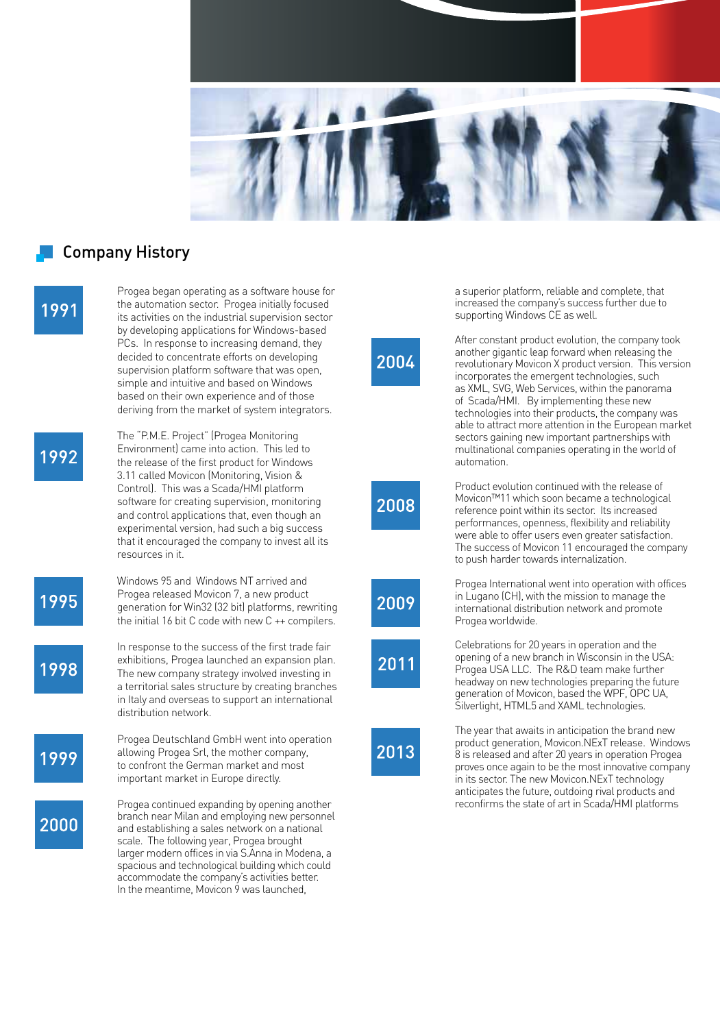## Company History

**1991**

Progea began operating as a software house for the automation sector. Progea initially focused its activities on the industrial supervision sector by developing applications for Windows-based PCs. In response to increasing demand, they decided to concentrate efforts on developing supervision platform software that was open, simple and intuitive and based on Windows based on their own experience and of those deriving from the market of system integrators.

**1992**

The "P.M.E. Project" (Progea Monitoring Environment) came into action. This led to the release of the first product for Windows 3.11 called Movicon (Monitoring, Vision & Control). This was a Scada/HMI platform software for creating supervision, monitoring and control applications that, even though an experimental version, had such a big success that it encouraged the company to invest all its resources in it.

**1995**

Windows 95 and Windows NT arrived and Progea released Movicon 7, a new product generation for Win32 (32 bit) platforms, rewriting the initial 16 bit C code with new C ++ compilers.

**1998**

In response to the success of the first trade fair exhibitions, Progea launched an expansion plan. The new company strategy involved investing in a territorial sales structure by creating branches in Italy and overseas to support an international distribution network.

**1999**

Progea Deutschland GmbH went into operation allowing Progea Srl, the mother company, to confront the German market and most important market in Europe directly.

**2000**

Progea continued expanding by opening another branch near Milan and employing new personnel and establishing a sales network on a national scale. The following year, Progea brought larger modern offices in via S.Anna in Modena, a spacious and technological building which could accommodate the company's activities better. In the meantime, Movicon 9 was launched, a superior platform, reliable and complete, that increased the company's success further due to supporting Windows CE as well.

**2004**

After constant product evolution, the company took another gigantic leap forward when releasing the revolutionary Movicon X product version. This version incorporates the emergent technologies, such as XML, SVG, Web Services, within the panorama of Scada/HMI. By implementing these new technologies into their products, the company was able to attract more attention in the European market sectors gaining new important partnerships with multinational companies operating in the world of automation.

**2008**

Product evolution continued with the release of Movicon™11 which soon became a technological reference point within its sector. Its increased performances, openness, flexibility and reliability were able to offer users even greater satisfaction. The success of Movicon 11 encouraged the company to push harder towards internalization.

**2009**

Progea International went into operation with offices in Lugano (CH), with the mission to manage the international distribution network and promote Progea worldwide.

**2011**

Celebrations for 20 years in operation and the opening of a new branch in Wisconsin in the USA: Progea USA LLC. The R&D team make further headway on new technologies preparing the future generation of Movicon, based the WPF, OPC UA, Silverlight, HTML5 and XAML technologies.

**2013**

The year that awaits in anticipation the brand new product generation, Movicon.NExT release. Windows 8 is released and after 20 years in operation Progea proves once again to be the most innovative company in its sector. The new Movicon.NExT technology anticipates the future, outdoing rival products and reconfirms the state of art in Scada/HMI platforms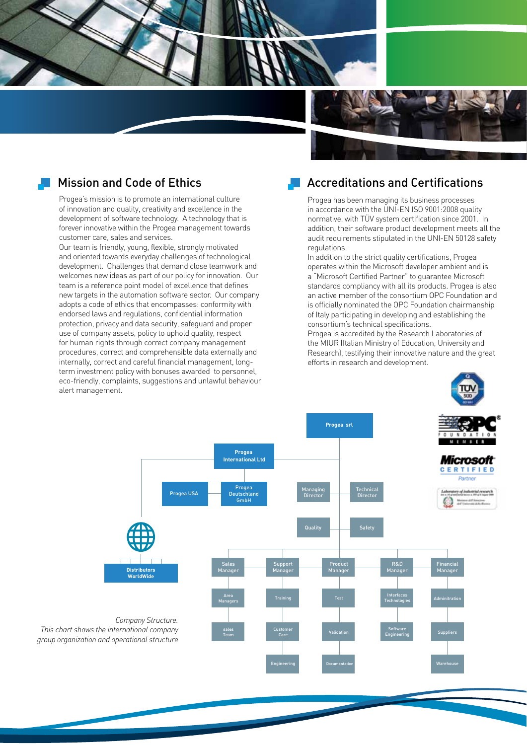## Mission and Code of Ethics

Progea's mission is to promote an international culture of innovation and quality, creativity and excellence in the development of software technology. A technology that is forever innovative within the Progea management towards customer care, sales and services.

Our team is friendly, young, flexible, strongly motivated and oriented towards everyday challenges of technological development. Challenges that demand close teamwork and welcomes new ideas as part of our policy for innovation. Our team is a reference point model of excellence that defines new targets in the automation software sector. Our company adopts a code of ethics that encompasses: conformity with endorsed laws and regulations, confidential information protection, privacy and data security, safeguard and proper use of company assets, policy to uphold quality, respect for human rights through correct company management procedures, correct and comprehensible data externally and internally, correct and careful financial management, long-term investment policy with bonuses awarded to personnel, eco-friendly, complaints, suggestions and unlawful behaviour alert management.

## Accreditations and Certifications

Progea has been managing its business processes in accordance with the UNI-EN ISO 9001:2008 quality normative, with TÜV system certification since 2001. In addition, their software product development meets all the audit requirements stipulated in the UNI-EN 50128 safety regulations.

In addition to the strict quality certifications, Progea operates within the Microsoft developer ambient and is a "Microsoft Certified Partner" to guarantee Microsoft standards compliancy with all its products. Progea is also an active member of the consortium OPC Foundation and is officially nominated the OPC Foundation chairmanship of Italy participating in developing and establishing the consortium's technical specifications.

Progea is accredited by the Research Laboratories of the MIUR (Italian Ministry of Education, University and Research), testifying their innovative nature and the great efforts in research and development.

- Progea srl
  - Progea International Ltd
    - Progea USA
    - Progea Deutschland GmbH
    - Distributors WorldWide
  - Managing Director
  - Technical Director
  - Quality
  - Safety
  - Sales Manager
    - Area Managers
    - sales Team
  - Support Manager
    - Training
    - Customer Care
    - Engineering
  - Product Manager
    - Test
    - Validation
    - Documentation
  - R&D Manager
    - Interfaces Technologies
    - Software Engineering
  - Financial Manager
    - Adminitration
    - Suppliers
    - Warehouse

*Company Structure.*
*This chart shows the international company group organization and operational structure*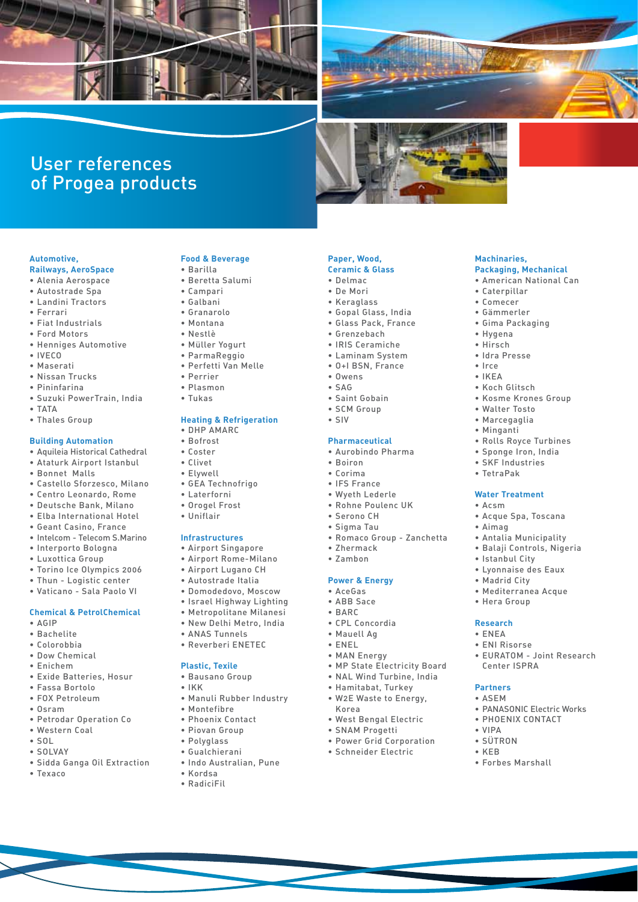# User references of Progea products

### Automotive, Railways, AeroSpace

- Alenia Aerospace
- Autostrade Spa
- Landini Tractors
- Ferrari
- Fiat Industrials
- Ford Motors
- Henniges Automotive
- IVECO
- Maserati
- Nissan Trucks
- Pininfarina
- Suzuki PowerTrain, India
- TATA
- Thales Group

### Building Automation

- Aquileia Historical Cathedral
- Ataturk Airport Istanbul
- Bonnet Malls
- Castello Sforzesco, Milano
- Centro Leonardo, Rome
- Deutsche Bank, Milano
- Elba International Hotel
- Geant Casino, France
- Intelcom - Telecom S.Marino
- Interporto Bologna
- Luxottica Group
- Torino Ice Olympics 2006
- Thun - Logistic center
- Vaticano - Sala Paolo VI

### Chemical & PetrolChemical

- AGIP
- Bachelite
- Colorobbia
- Dow Chemical
- Enichem
- Exide Batteries, Hosur
- Fassa Bortolo
- FOX Petroleum
- Osram
- Petrodar Operation Co
- Western Coal
- SOL
- SOLVAY
- Sidda Ganga Oil Extraction
- Texaco

### Food & Beverage

- Barilla
- Beretta Salumi
- Campari
- Galbani
- Granarolo
- Montana
- Nestlè
- Müller Yogurt
- ParmaReggio
- Perfetti Van Melle
- Perrier
- Plasmon
- Tukas

### Heating & Refrigeration

- DHP AMARC
- Bofrost
- Coster
- Clivet
- Elywell
- GEA Technofrigo
- Laterforni
- Orogel Frost
- Uniflair

### Infrastructures

- Airport Singapore
- Airport Rome-Milano
- Airport Lugano CH
- Autostrade Italia
- Domodedovo, Moscow
- Israel Highway Lighting
- Metropolitane Milanesi
- New Delhi Metro, India
- ANAS Tunnels
- Reverberi ENETEC

### Plastic, Textile

- Bausano Group
- IKK
- Manuli Rubber Industry
- Montefibre
- Phoenix Contact
- Piovan Group
- Polyglass
- Gualchierani
- Indo Australian, Pune
- Kordsa
- RadiciFil

### Paper, Wood, Ceramic & Glass

- Delmac
- De Mori
- Keraglass
- Gopal Glass, India
- Glass Pack, France
- Grenzebach
- IRIS Ceramiche
- Laminam System
- O+I BSN, France
- Owens
- SAG
- Saint Gobain
- SCM Group
- SIV

### Pharmaceutical

- Aurobindo Pharma
- Boiron
- Corima
- IFS France
- Wyeth Lederle
- Rohne Poulenc UK
- Serono CH
- Sigma Tau
- Romaco Group - Zanchetta
- Zhermack
- Zambon

### Power & Energy

- AceGas
- ABB Sace
- BARC
- CPL Concordia
- Mauell Ag
- ENEL
- MAN Energy
- MP State Electricity Board
- NAL Wind Turbine, India
- Hamitabat, Turkey
- W2E Waste to Energy, Korea
- West Bengal Electric
- SNAM Progetti
- Power Grid Corporation
- Schneider Electric

### Machinaries, Packaging, Mechanical

- American National Can
- Caterpillar
- Comecer
- Gämmerler
- Gima Packaging
- Hygena
- Hirsch
- Idra Presse
- Irce
- IKEA
- Koch Glitsch
- Kosme Krones Group
- Walter Tosto
- Marcegaglia
- Minganti
- Rolls Royce Turbines
- Sponge Iron, India
- SKF Industries
- TetraPak

### Water Treatment

- Acsm
- Acque Spa, Toscana
- Aimag
- Antalia Municipality
- Balaji Controls, Nigeria
- Istanbul City
- Lyonnaise des Eaux
- Madrid City
- Mediterranea Acque
- Hera Group

### Research

- ENEA
- ENI Risorse
- EURATOM - Joint Research Center ISPRA

### Partners

- ASEM
- PANASONIC Electric Works
- PHOENIX CONTACT
- VIPA
- SÜTRON
- KEB
- Forbes Marshall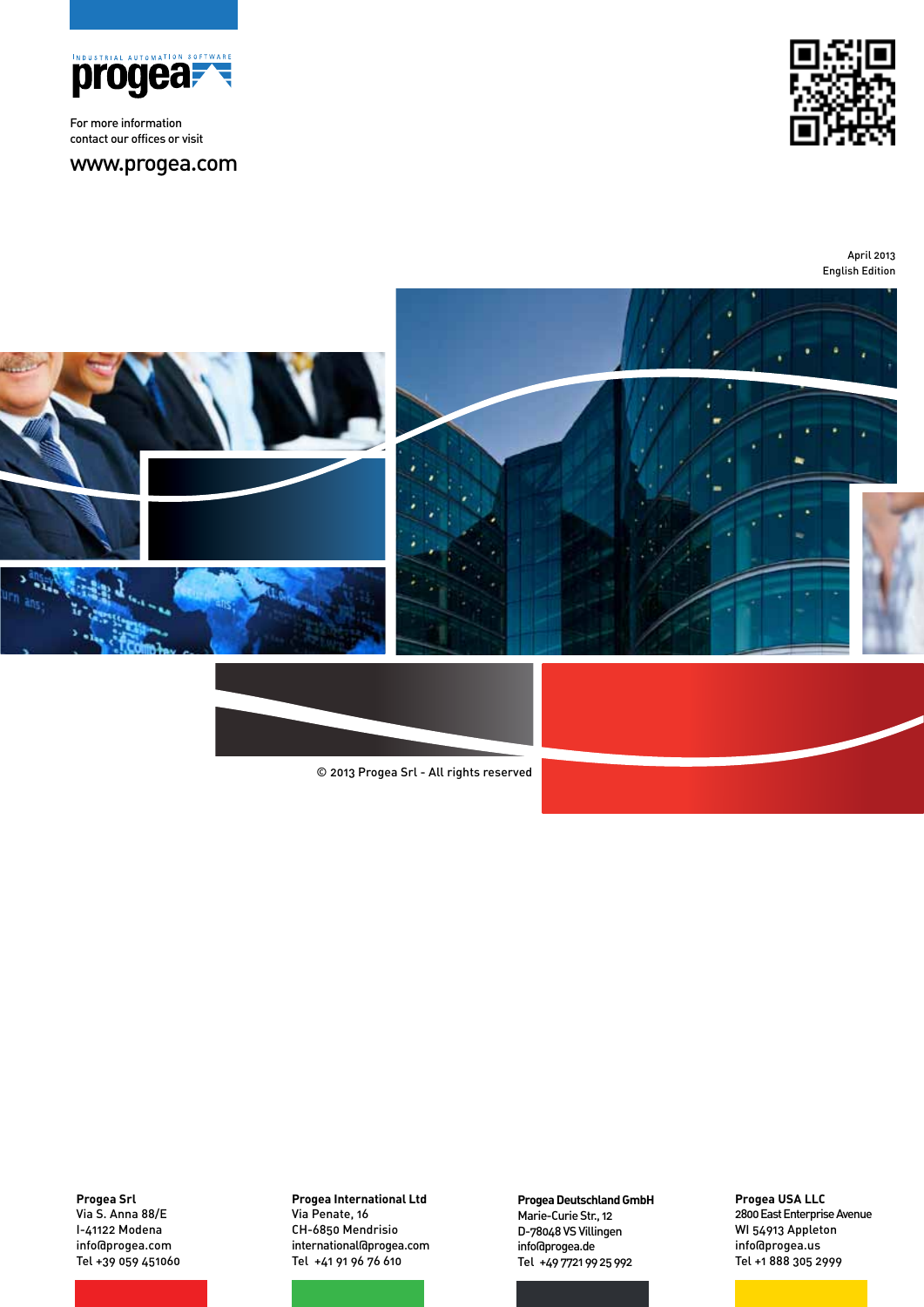progea — INDUSTRIAL AUTOMATION SOFTWARE

For more information
contact our offices or visit

www.progea.com

April 2013
English Edition

© 2013 Progea Srl - All rights reserved

**Progea Srl**
Via S. Anna 88/E
I-41122 Modena
info@progea.com
Tel +39 059 451060

**Progea International Ltd**
Via Penate, 16
CH-6850 Mendrisio
international@progea.com
Tel +41 91 96 76 610

**Progea Deutschland GmbH**
Marie-Curie Str., 12
D-78048 VS Villingen
info@progea.de
Tel +49 7721 99 25 992

**Progea USA LLC**
2800 East Enterprise Avenue
WI 54913 Appleton
info@progea.us
Tel +1 888 305 2999